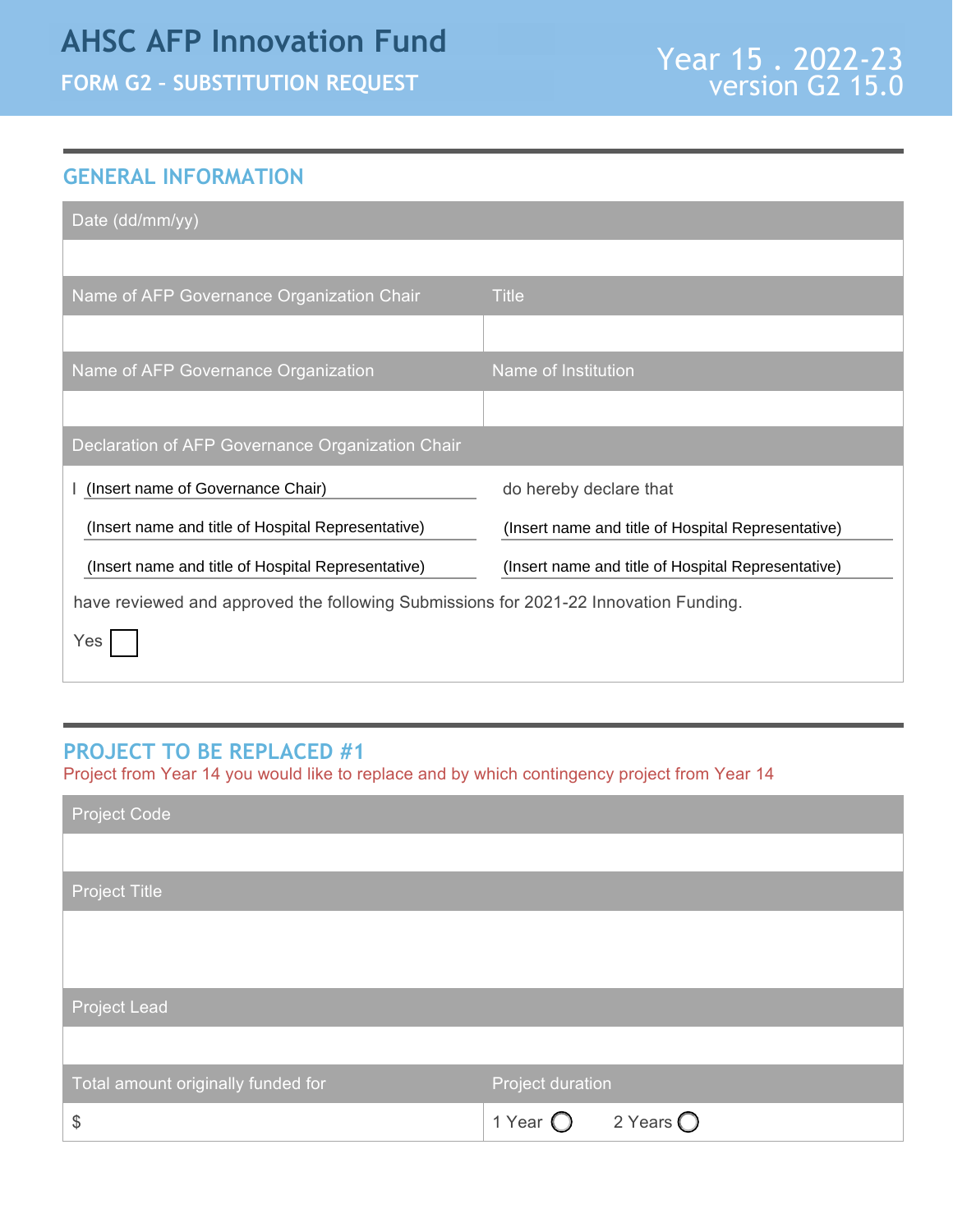# AHSC AFP Innovation Fund

## FORM G2 – SUBSTITUTION REQUEST

Year 15 . 2022-23
version G2 15.0

## GENERAL INFORMATION

| Date (dd/mm/yy) | |
|---|---|
| | |
| **Name of AFP Governance Organization Chair** | **Title** |
| | |
| **Name of AFP Governance Organization** | **Name of Institution** |
| | |

**Declaration of AFP Governance Organization Chair**

I (Insert name of Governance Chair) do hereby declare that

(Insert name and title of Hospital Representative) (Insert name and title of Hospital Representative)

(Insert name and title of Hospital Representative) (Insert name and title of Hospital Representative)

have reviewed and approved the following Submissions for 2021-22 Innovation Funding.

Yes ☐

## PROJECT TO BE REPLACED #1

Project from Year 14 you would like to replace and by which contingency project from Year 14

| Project Code | |
|---|---|
| | |
| **Project Title** | |
| | |
| **Project Lead** | |
| | |
| **Total amount originally funded for** | **Project duration** |
| $ | 1 Year ◯ 2 Years ◯ |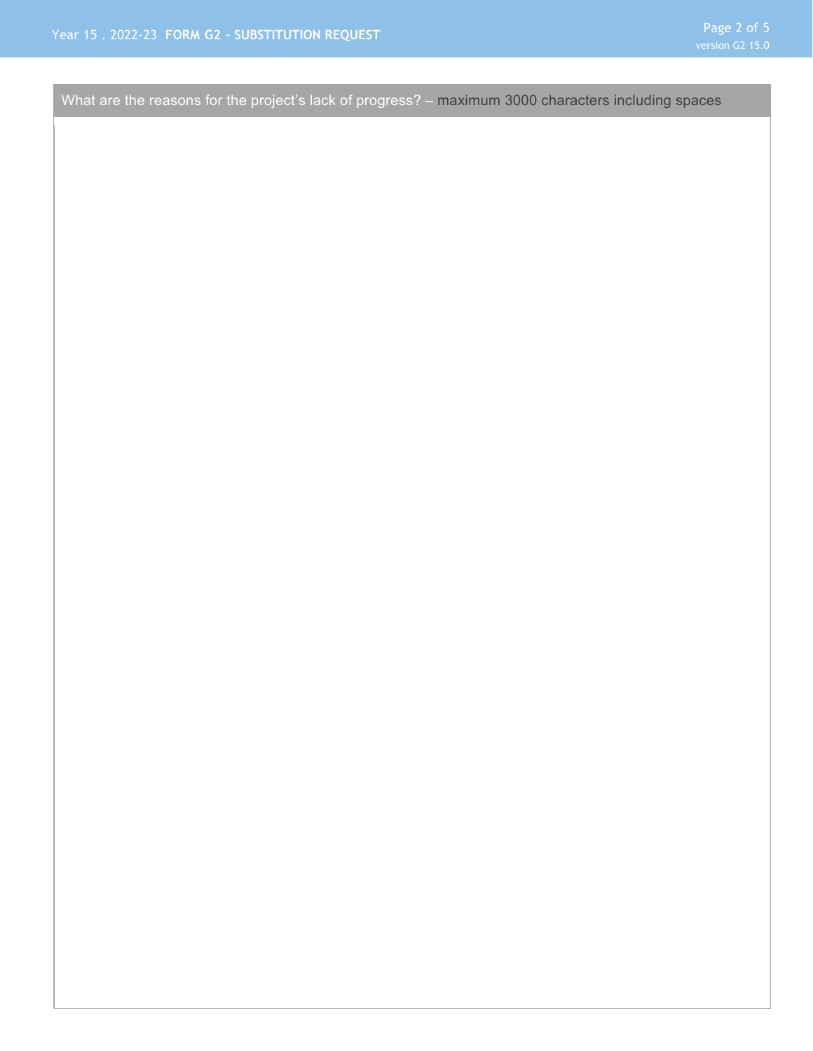What are the reasons for the project's lack of progress? – maximum 3000 characters including spaces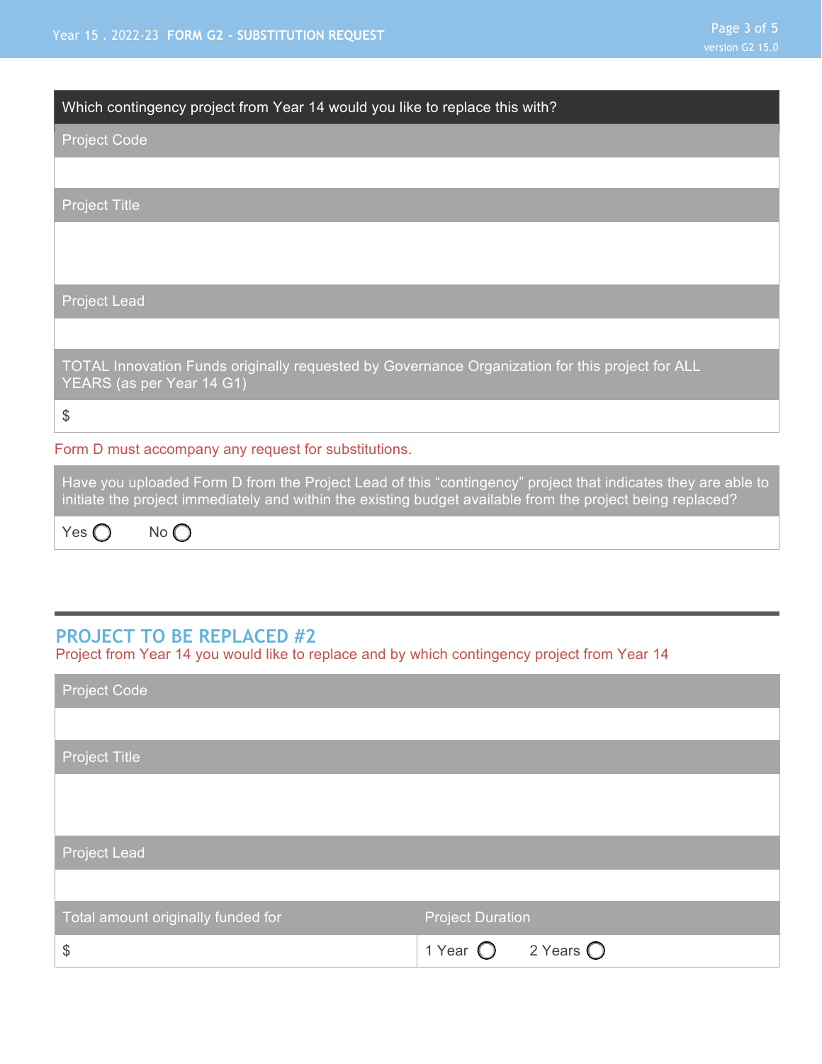**Which contingency project from Year 14 would you like to replace this with?**

Project Code

Project Title

Project Lead

TOTAL Innovation Funds originally requested by Governance Organization for this project for ALL YEARS (as per Year 14 G1)

$

Form D must accompany any request for substitutions.

Have you uploaded Form D from the Project Lead of this “contingency” project that indicates they are able to initiate the project immediately and within the existing budget available from the project being replaced?

Yes ◯ No ◯

## PROJECT TO BE REPLACED #2

Project from Year 14 you would like to replace and by which contingency project from Year 14

Project Code

Project Title

Project Lead

| Total amount originally funded for | Project Duration |
| --- | --- |
| $ | 1 Year ◯ 2 Years ◯ |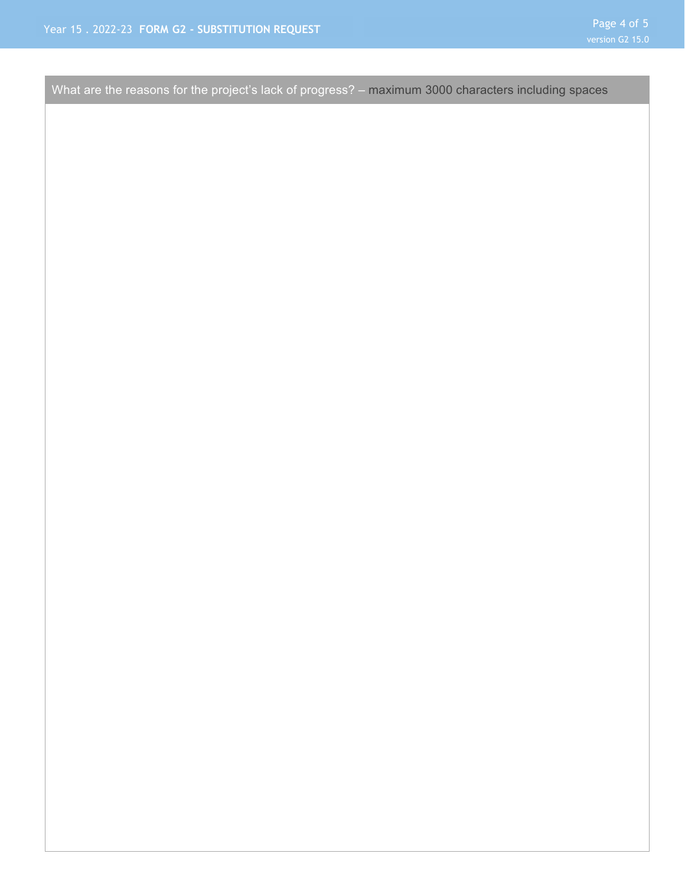What are the reasons for the project's lack of progress? – maximum 3000 characters including spaces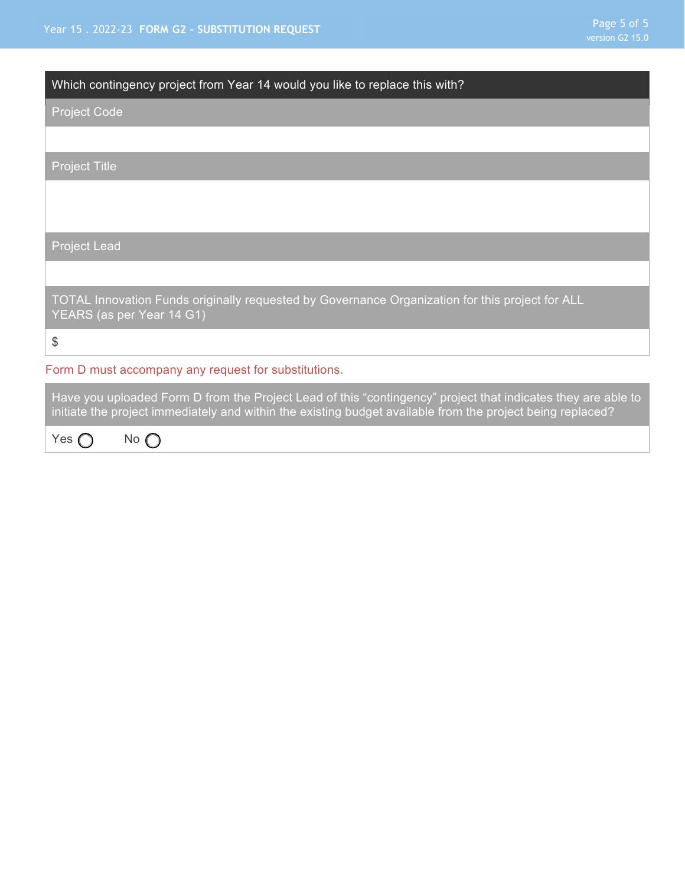## Which contingency project from Year 14 would you like to replace this with?

**Project Code**

**Project Title**

**Project Lead**

**TOTAL Innovation Funds originally requested by Governance Organization for this project for ALL YEARS (as per Year 14 G1)**

$

Form D must accompany any request for substitutions.

**Have you uploaded Form D from the Project Lead of this "contingency" project that indicates they are able to initiate the project immediately and within the existing budget available from the project being replaced?**

Yes ◯ No ◯